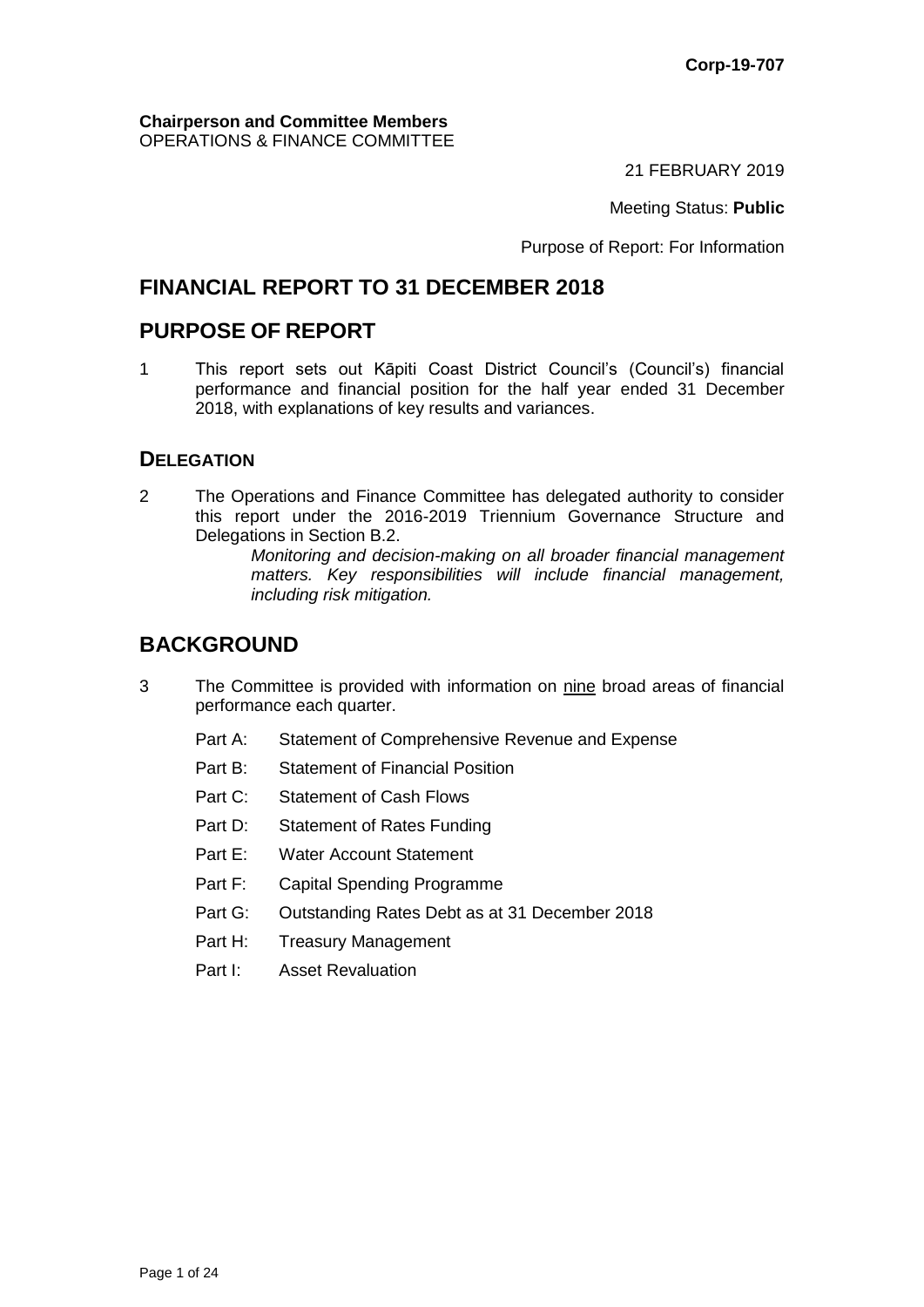Corp-19-707

**Chairperson and Committee Members**
OPERATIONS & FINANCE COMMITTEE

21 FEBRUARY 2019

Meeting Status: **Public**

Purpose of Report: For Information

# FINANCIAL REPORT TO 31 DECEMBER 2018

# PURPOSE OF REPORT

1 This report sets out Kāpiti Coast District Council's (Council's) financial performance and financial position for the half year ended 31 December 2018, with explanations of key results and variances.

## DELEGATION

2 The Operations and Finance Committee has delegated authority to consider this report under the 2016-2019 Triennium Governance Structure and Delegations in Section B.2.

> *Monitoring and decision-making on all broader financial management matters. Key responsibilities will include financial management, including risk mitigation.*

# BACKGROUND

3 The Committee is provided with information on nine broad areas of financial performance each quarter.

- Part A: Statement of Comprehensive Revenue and Expense
- Part B: Statement of Financial Position
- Part C: Statement of Cash Flows
- Part D: Statement of Rates Funding
- Part E: Water Account Statement
- Part F: Capital Spending Programme
- Part G: Outstanding Rates Debt as at 31 December 2018
- Part H: Treasury Management
- Part I: Asset Revaluation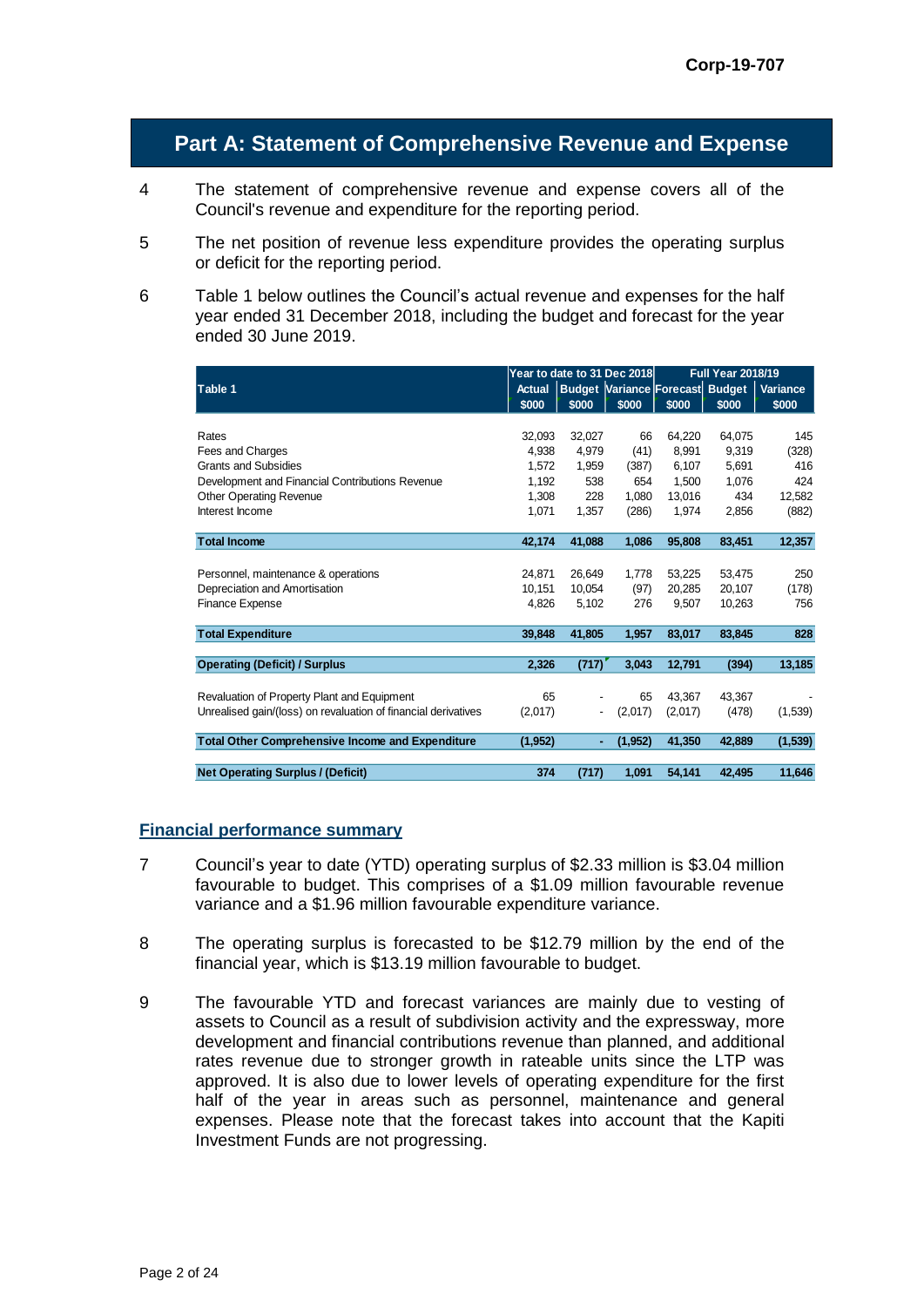## Part A: Statement of Comprehensive Revenue and Expense

4 The statement of comprehensive revenue and expense covers all of the Council's revenue and expenditure for the reporting period.

5 The net position of revenue less expenditure provides the operating surplus or deficit for the reporting period.

6 Table 1 below outlines the Council's actual revenue and expenses for the half year ended 31 December 2018, including the budget and forecast for the year ended 30 June 2019.

| Table 1 | Year to date to 31 Dec 2018 | | | Full Year 2018/19 | | |
|---|---|---|---|---|---|---|
| | Actual $000 | Budget $000 | Variance $000 | Forecast $000 | Budget $000 | Variance $000 |
| Rates | 32,093 | 32,027 | 66 | 64,220 | 64,075 | 145 |
| Fees and Charges | 4,938 | 4,979 | (41) | 8,991 | 9,319 | (328) |
| Grants and Subsidies | 1,572 | 1,959 | (387) | 6,107 | 5,691 | 416 |
| Development and Financial Contributions Revenue | 1,192 | 538 | 654 | 1,500 | 1,076 | 424 |
| Other Operating Revenue | 1,308 | 228 | 1,080 | 13,016 | 434 | 12,582 |
| Interest Income | 1,071 | 1,357 | (286) | 1,974 | 2,856 | (882) |
| **Total Income** | **42,174** | **41,088** | **1,086** | **95,808** | **83,451** | **12,357** |
| Personnel, maintenance & operations | 24,871 | 26,649 | 1,778 | 53,225 | 53,475 | 250 |
| Depreciation and Amortisation | 10,151 | 10,054 | (97) | 20,285 | 20,107 | (178) |
| Finance Expense | 4,826 | 5,102 | 276 | 9,507 | 10,263 | 756 |
| **Total Expenditure** | **39,848** | **41,805** | **1,957** | **83,017** | **83,845** | **828** |
| **Operating (Deficit) / Surplus** | **2,326** | **(717)** | **3,043** | **12,791** | **(394)** | **13,185** |
| Revaluation of Property Plant and Equipment | 65 | - | 65 | 43,367 | 43,367 | - |
| Unrealised gain/(loss) on revaluation of financial derivatives | (2,017) | - | (2,017) | (2,017) | (478) | (1,539) |
| **Total Other Comprehensive Income and Expenditure** | **(1,952)** | **-** | **(1,952)** | **41,350** | **42,889** | **(1,539)** |
| **Net Operating Surplus / (Deficit)** | **374** | **(717)** | **1,091** | **54,141** | **42,495** | **11,646** |

### Financial performance summary

7 Council's year to date (YTD) operating surplus of $2.33 million is $3.04 million favourable to budget. This comprises of a $1.09 million favourable revenue variance and a $1.96 million favourable expenditure variance.

8 The operating surplus is forecasted to be $12.79 million by the end of the financial year, which is $13.19 million favourable to budget.

9 The favourable YTD and forecast variances are mainly due to vesting of assets to Council as a result of subdivision activity and the expressway, more development and financial contributions revenue than planned, and additional rates revenue due to stronger growth in rateable units since the LTP was approved. It is also due to lower levels of operating expenditure for the first half of the year in areas such as personnel, maintenance and general expenses. Please note that the forecast takes into account that the Kapiti Investment Funds are not progressing.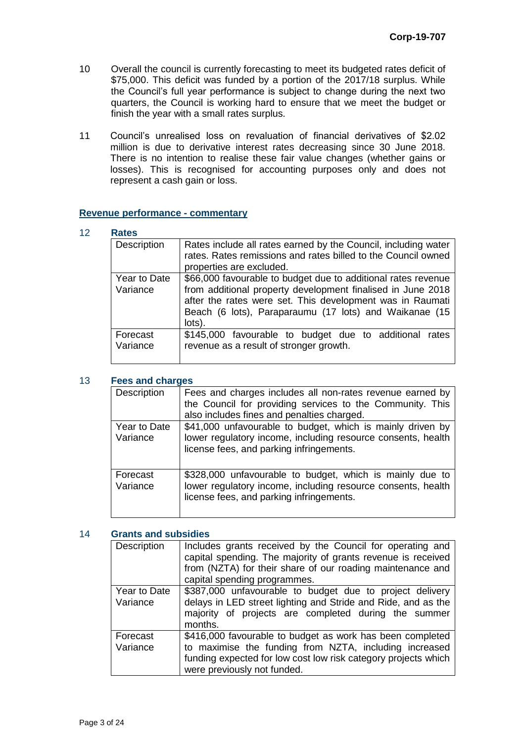10 Overall the council is currently forecasting to meet its budgeted rates deficit of $75,000. This deficit was funded by a portion of the 2017/18 surplus. While the Council's full year performance is subject to change during the next two quarters, the Council is working hard to ensure that we meet the budget or finish the year with a small rates surplus.

11 Council's unrealised loss on revaluation of financial derivatives of $2.02 million is due to derivative interest rates decreasing since 30 June 2018. There is no intention to realise these fair value changes (whether gains or losses). This is recognised for accounting purposes only and does not represent a cash gain or loss.

## Revenue performance - commentary

12 **Rates**

| Description | Rates include all rates earned by the Council, including water rates. Rates remissions and rates billed to the Council owned properties are excluded. |
|---|---|
| Year to Date Variance | $66,000 favourable to budget due to additional rates revenue from additional property development finalised in June 2018 after the rates were set. This development was in Raumati Beach (6 lots), Paraparaumu (17 lots) and Waikanae (15 lots). |
| Forecast Variance | $145,000 favourable to budget due to additional rates revenue as a result of stronger growth. |

13 **Fees and charges**

| Description | Fees and charges includes all non-rates revenue earned by the Council for providing services to the Community. This also includes fines and penalties charged. |
|---|---|
| Year to Date Variance | $41,000 unfavourable to budget, which is mainly driven by lower regulatory income, including resource consents, health license fees, and parking infringements. |
| Forecast Variance | $328,000 unfavourable to budget, which is mainly due to lower regulatory income, including resource consents, health license fees, and parking infringements. |

14 **Grants and subsidies**

| Description | Includes grants received by the Council for operating and capital spending. The majority of grants revenue is received from (NZTA) for their share of our roading maintenance and capital spending programmes. |
|---|---|
| Year to Date Variance | $387,000 unfavourable to budget due to project delivery delays in LED street lighting and Stride and Ride, and as the majority of projects are completed during the summer months. |
| Forecast Variance | $416,000 favourable to budget as work has been completed to maximise the funding from NZTA, including increased funding expected for low cost low risk category projects which were previously not funded. |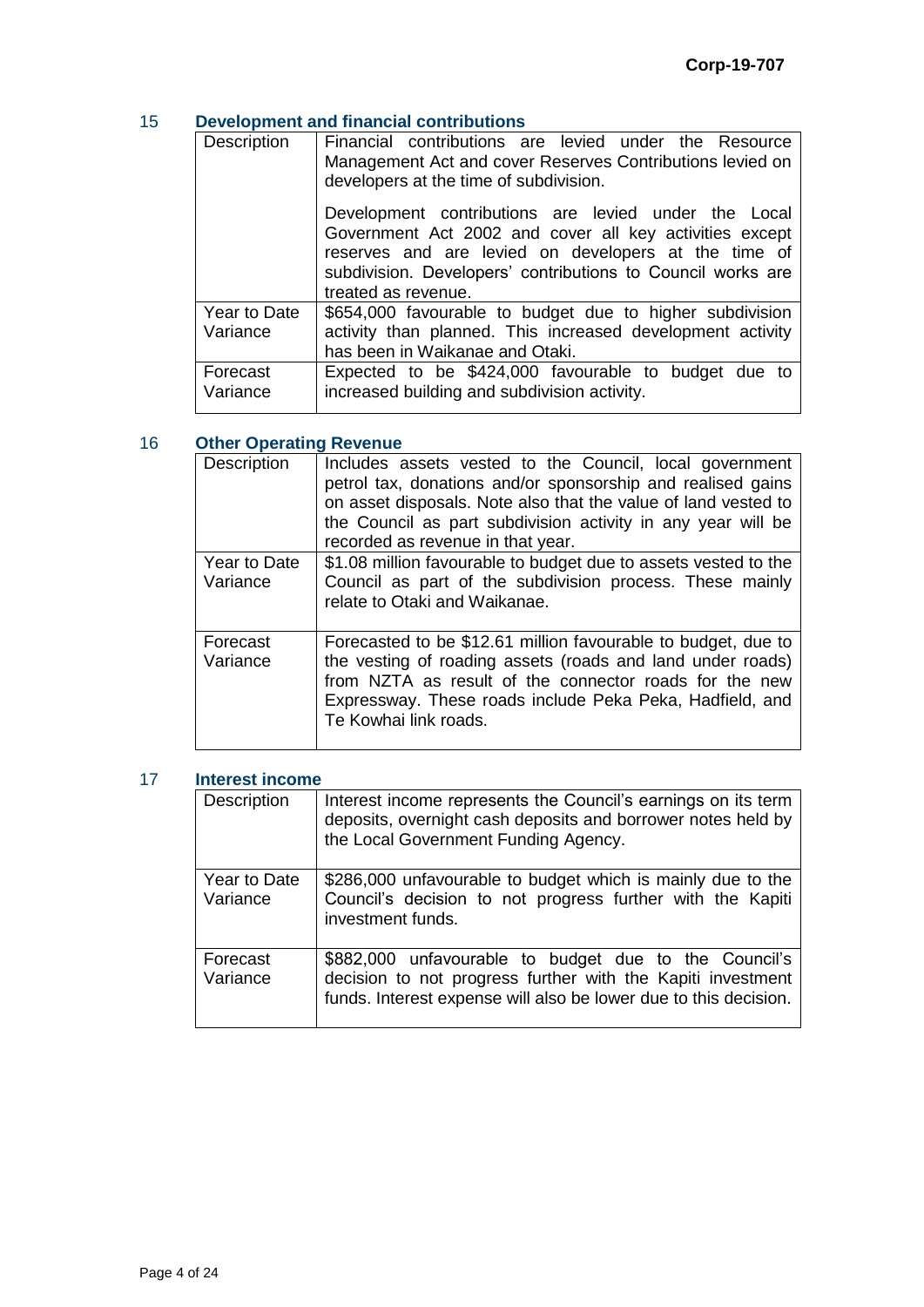## 15 Development and financial contributions

| | |
|---|---|
| Description | Financial contributions are levied under the Resource Management Act and cover Reserves Contributions levied on developers at the time of subdivision.<br><br>Development contributions are levied under the Local Government Act 2002 and cover all key activities except reserves and are levied on developers at the time of subdivision. Developers' contributions to Council works are treated as revenue. |
| Year to Date Variance | $654,000 favourable to budget due to higher subdivision activity than planned. This increased development activity has been in Waikanae and Otaki. |
| Forecast Variance | Expected to be $424,000 favourable to budget due to increased building and subdivision activity. |

## 16 Other Operating Revenue

| | |
|---|---|
| Description | Includes assets vested to the Council, local government petrol tax, donations and/or sponsorship and realised gains on asset disposals. Note also that the value of land vested to the Council as part subdivision activity in any year will be recorded as revenue in that year. |
| Year to Date Variance | $1.08 million favourable to budget due to assets vested to the Council as part of the subdivision process. These mainly relate to Otaki and Waikanae. |
| Forecast Variance | Forecasted to be $12.61 million favourable to budget, due to the vesting of roading assets (roads and land under roads) from NZTA as result of the connector roads for the new Expressway. These roads include Peka Peka, Hadfield, and Te Kowhai link roads. |

## 17 Interest income

| | |
|---|---|
| Description | Interest income represents the Council's earnings on its term deposits, overnight cash deposits and borrower notes held by the Local Government Funding Agency. |
| Year to Date Variance | $286,000 unfavourable to budget which is mainly due to the Council's decision to not progress further with the Kapiti investment funds. |
| Forecast Variance | $882,000 unfavourable to budget due to the Council's decision to not progress further with the Kapiti investment funds. Interest expense will also be lower due to this decision. |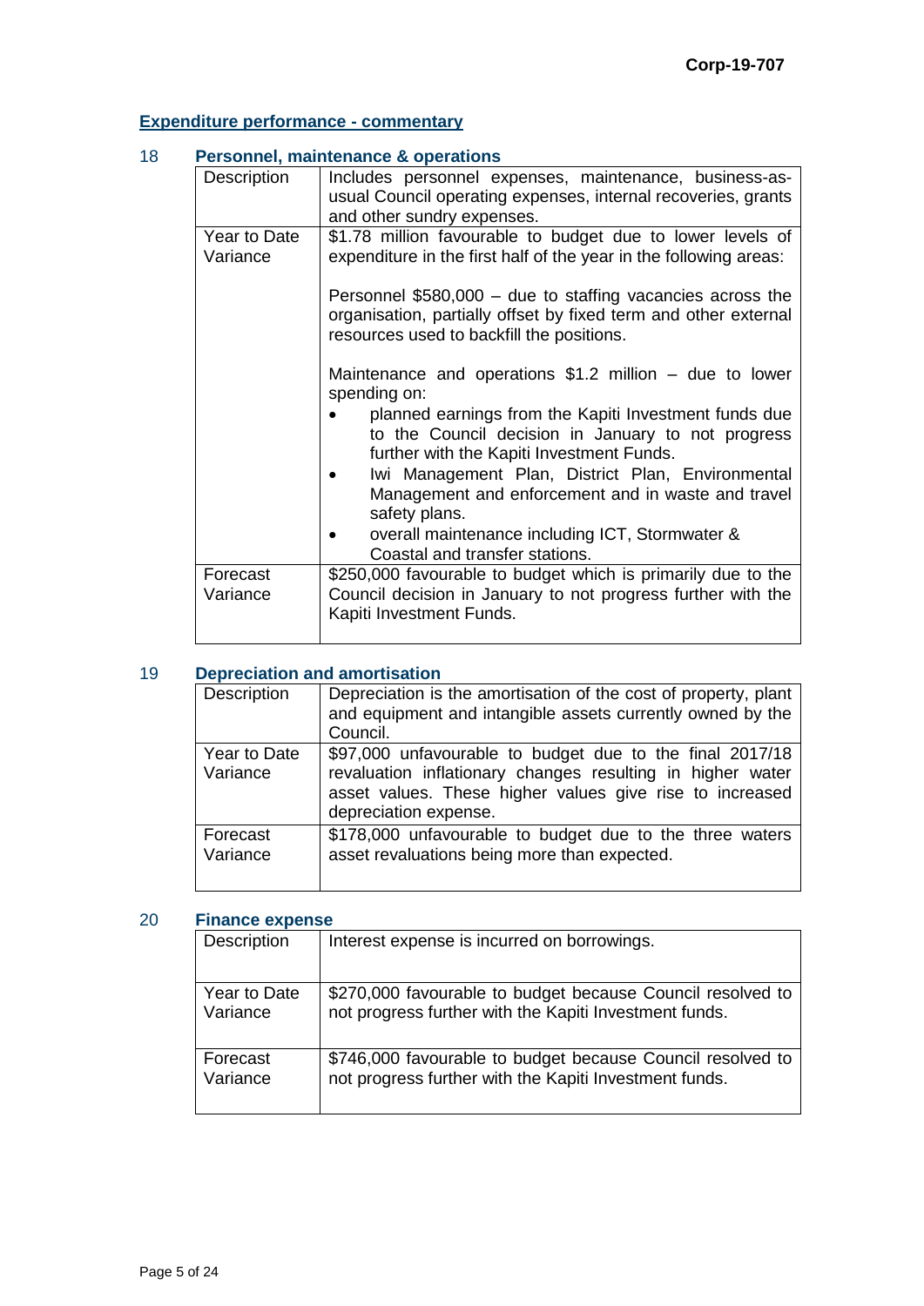## Expenditure performance - commentary

### 18 Personnel, maintenance & operations

| | |
|---|---|
| Description | Includes personnel expenses, maintenance, business-as-usual Council operating expenses, internal recoveries, grants and other sundry expenses. |
| Year to Date Variance | $1.78 million favourable to budget due to lower levels of expenditure in the first half of the year in the following areas:<br><br>Personnel $580,000 – due to staffing vacancies across the organisation, partially offset by fixed term and other external resources used to backfill the positions.<br><br>Maintenance and operations $1.2 million – due to lower spending on:<br>• planned earnings from the Kapiti Investment funds due to the Council decision in January to not progress further with the Kapiti Investment Funds.<br>• Iwi Management Plan, District Plan, Environmental Management and enforcement and in waste and travel safety plans.<br>• overall maintenance including ICT, Stormwater & Coastal and transfer stations. |
| Forecast Variance | $250,000 favourable to budget which is primarily due to the Council decision in January to not progress further with the Kapiti Investment Funds. |

### 19 Depreciation and amortisation

| | |
|---|---|
| Description | Depreciation is the amortisation of the cost of property, plant and equipment and intangible assets currently owned by the Council. |
| Year to Date Variance | $97,000 unfavourable to budget due to the final 2017/18 revaluation inflationary changes resulting in higher water asset values. These higher values give rise to increased depreciation expense. |
| Forecast Variance | $178,000 unfavourable to budget due to the three waters asset revaluations being more than expected. |

### 20 Finance expense

| | |
|---|---|
| Description | Interest expense is incurred on borrowings. |
| Year to Date Variance | $270,000 favourable to budget because Council resolved to not progress further with the Kapiti Investment funds. |
| Forecast Variance | $746,000 favourable to budget because Council resolved to not progress further with the Kapiti Investment funds. |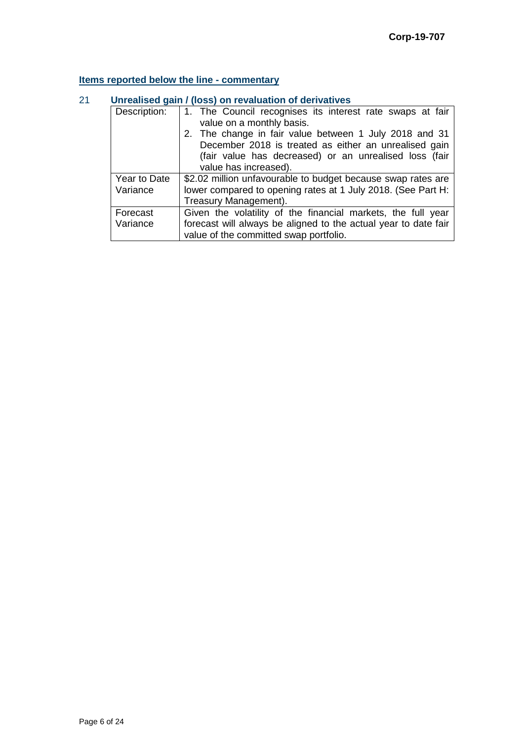**Items reported below the line - commentary**

## 21 Unrealised gain / (loss) on revaluation of derivatives

| | |
|---|---|
| Description: | 1. The Council recognises its interest rate swaps at fair value on a monthly basis.<br>2. The change in fair value between 1 July 2018 and 31 December 2018 is treated as either an unrealised gain (fair value has decreased) or an unrealised loss (fair value has increased). |
| Year to Date Variance | $2.02 million unfavourable to budget because swap rates are lower compared to opening rates at 1 July 2018. (See Part H: Treasury Management). |
| Forecast Variance | Given the volatility of the financial markets, the full year forecast will always be aligned to the actual year to date fair value of the committed swap portfolio. |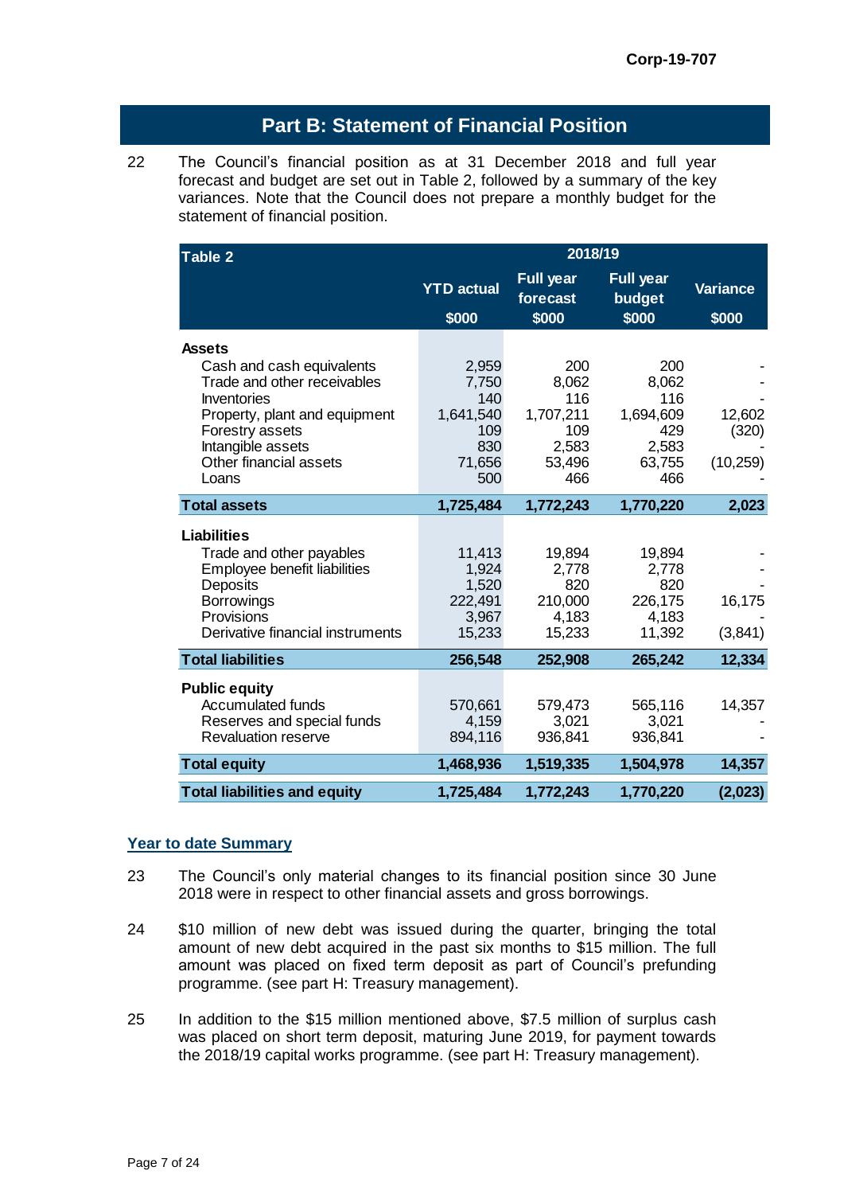Corp-19-707

## Part B: Statement of Financial Position

22 The Council's financial position as at 31 December 2018 and full year forecast and budget are set out in Table 2, followed by a summary of the key variances. Note that the Council does not prepare a monthly budget for the statement of financial position.

| Table 2 | 2018/19 | | | |
|---|---|---|---|---|
| | YTD actual $000 | Full year forecast $000 | Full year budget $000 | Variance $000 |
| **Assets** | | | | |
| Cash and cash equivalents | 2,959 | 200 | 200 | - |
| Trade and other receivables | 7,750 | 8,062 | 8,062 | - |
| Inventories | 140 | 116 | 116 | - |
| Property, plant and equipment | 1,641,540 | 1,707,211 | 1,694,609 | 12,602 |
| Forestry assets | 109 | 109 | 429 | (320) |
| Intangible assets | 830 | 2,583 | 2,583 | - |
| Other financial assets | 71,656 | 53,496 | 63,755 | (10,259) |
| Loans | 500 | 466 | 466 | - |
| **Total assets** | **1,725,484** | **1,772,243** | **1,770,220** | **2,023** |
| **Liabilities** | | | | |
| Trade and other payables | 11,413 | 19,894 | 19,894 | - |
| Employee benefit liabilities | 1,924 | 2,778 | 2,778 | - |
| Deposits | 1,520 | 820 | 820 | - |
| Borrowings | 222,491 | 210,000 | 226,175 | 16,175 |
| Provisions | 3,967 | 4,183 | 4,183 | - |
| Derivative financial instruments | 15,233 | 15,233 | 11,392 | (3,841) |
| **Total liabilities** | **256,548** | **252,908** | **265,242** | **12,334** |
| **Public equity** | | | | |
| Accumulated funds | 570,661 | 579,473 | 565,116 | 14,357 |
| Reserves and special funds | 4,159 | 3,021 | 3,021 | - |
| Revaluation reserve | 894,116 | 936,841 | 936,841 | - |
| **Total equity** | **1,468,936** | **1,519,335** | **1,504,978** | **14,357** |
| **Total liabilities and equity** | **1,725,484** | **1,772,243** | **1,770,220** | **(2,023)** |

### Year to date Summary

23 The Council's only material changes to its financial position since 30 June 2018 were in respect to other financial assets and gross borrowings.

24 $10 million of new debt was issued during the quarter, bringing the total amount of new debt acquired in the past six months to $15 million. The full amount was placed on fixed term deposit as part of Council's prefunding programme. (see part H: Treasury management).

25 In addition to the $15 million mentioned above, $7.5 million of surplus cash was placed on short term deposit, maturing June 2019, for payment towards the 2018/19 capital works programme. (see part H: Treasury management).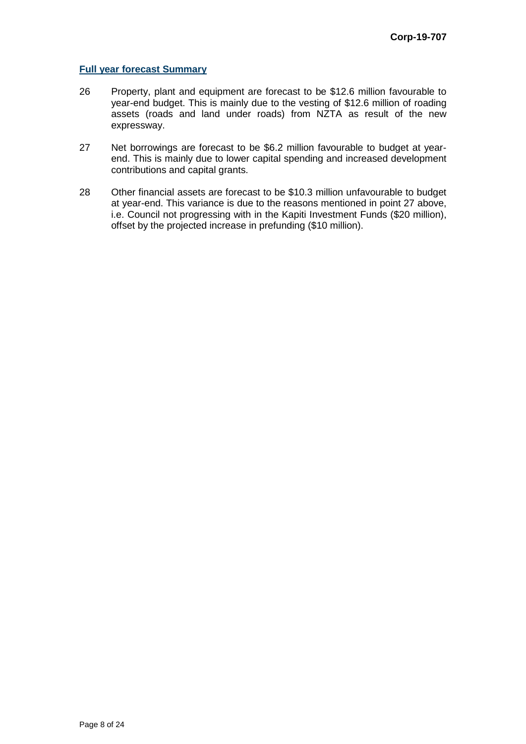## Full year forecast Summary

26 Property, plant and equipment are forecast to be $12.6 million favourable to year-end budget. This is mainly due to the vesting of $12.6 million of roading assets (roads and land under roads) from NZTA as result of the new expressway.

27 Net borrowings are forecast to be $6.2 million favourable to budget at year-end. This is mainly due to lower capital spending and increased development contributions and capital grants.

28 Other financial assets are forecast to be $10.3 million unfavourable to budget at year-end. This variance is due to the reasons mentioned in point 27 above, i.e. Council not progressing with in the Kapiti Investment Funds ($20 million), offset by the projected increase in prefunding ($10 million).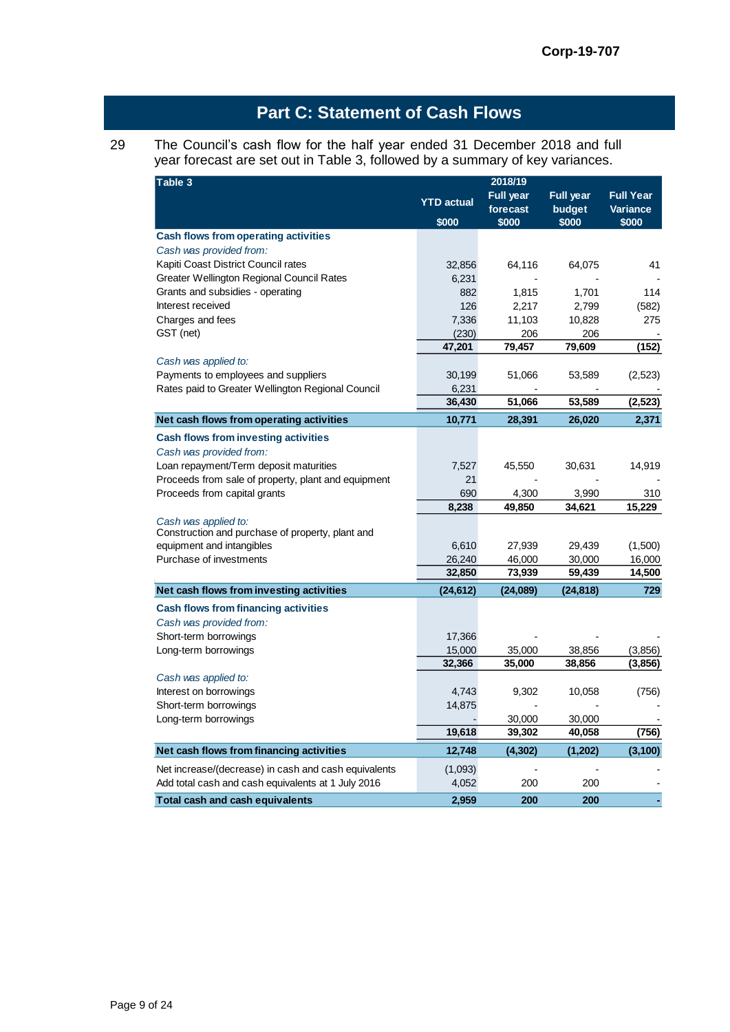# Part C: Statement of Cash Flows

29 The Council's cash flow for the half year ended 31 December 2018 and full year forecast are set out in Table 3, followed by a summary of key variances.

| Table 3 | YTD actual $000 | 2018/19 Full year forecast $000 | Full year budget $000 | Full Year Variance $000 |
|---|---|---|---|---|
| **Cash flows from operating activities** | | | | |
| *Cash was provided from:* | | | | |
| Kapiti Coast District Council rates | 32,856 | 64,116 | 64,075 | 41 |
| Greater Wellington Regional Council Rates | 6,231 | - | - | - |
| Grants and subsidies - operating | 882 | 1,815 | 1,701 | 114 |
| Interest received | 126 | 2,217 | 2,799 | (582) |
| Charges and fees | 7,336 | 11,103 | 10,828 | 275 |
| GST (net) | (230) | 206 | 206 | - |
| | **47,201** | **79,457** | **79,609** | **(152)** |
| *Cash was applied to:* | | | | |
| Payments to employees and suppliers | 30,199 | 51,066 | 53,589 | (2,523) |
| Rates paid to Greater Wellington Regional Council | 6,231 | - | - | - |
| | **36,430** | **51,066** | **53,589** | **(2,523)** |
| **Net cash flows from operating activities** | **10,771** | **28,391** | **26,020** | **2,371** |
| **Cash flows from investing activities** | | | | |
| *Cash was provided from:* | | | | |
| Loan repayment/Term deposit maturities | 7,527 | 45,550 | 30,631 | 14,919 |
| Proceeds from sale of property, plant and equipment | 21 | - | - | - |
| Proceeds from capital grants | 690 | 4,300 | 3,990 | 310 |
| | **8,238** | **49,850** | **34,621** | **15,229** |
| *Cash was applied to:* | | | | |
| Construction and purchase of property, plant and equipment and intangibles | 6,610 | 27,939 | 29,439 | (1,500) |
| Purchase of investments | 26,240 | 46,000 | 30,000 | 16,000 |
| | **32,850** | **73,939** | **59,439** | **14,500** |
| **Net cash flows from investing activities** | **(24,612)** | **(24,089)** | **(24,818)** | **729** |
| **Cash flows from financing activities** | | | | |
| *Cash was provided from:* | | | | |
| Short-term borrowings | 17,366 | - | - | - |
| Long-term borrowings | 15,000 | 35,000 | 38,856 | (3,856) |
| | **32,366** | **35,000** | **38,856** | **(3,856)** |
| *Cash was applied to:* | | | | |
| Interest on borrowings | 4,743 | 9,302 | 10,058 | (756) |
| Short-term borrowings | 14,875 | - | - | - |
| Long-term borrowings | - | 30,000 | 30,000 | - |
| | **19,618** | **39,302** | **40,058** | **(756)** |
| **Net cash flows from financing activities** | **12,748** | **(4,302)** | **(1,202)** | **(3,100)** |
| Net increase/(decrease) in cash and cash equivalents | (1,093) | - | - | - |
| Add total cash and cash equivalents at 1 July 2016 | 4,052 | 200 | 200 | - |
| **Total cash and cash equivalents** | **2,959** | **200** | **200** | **-** |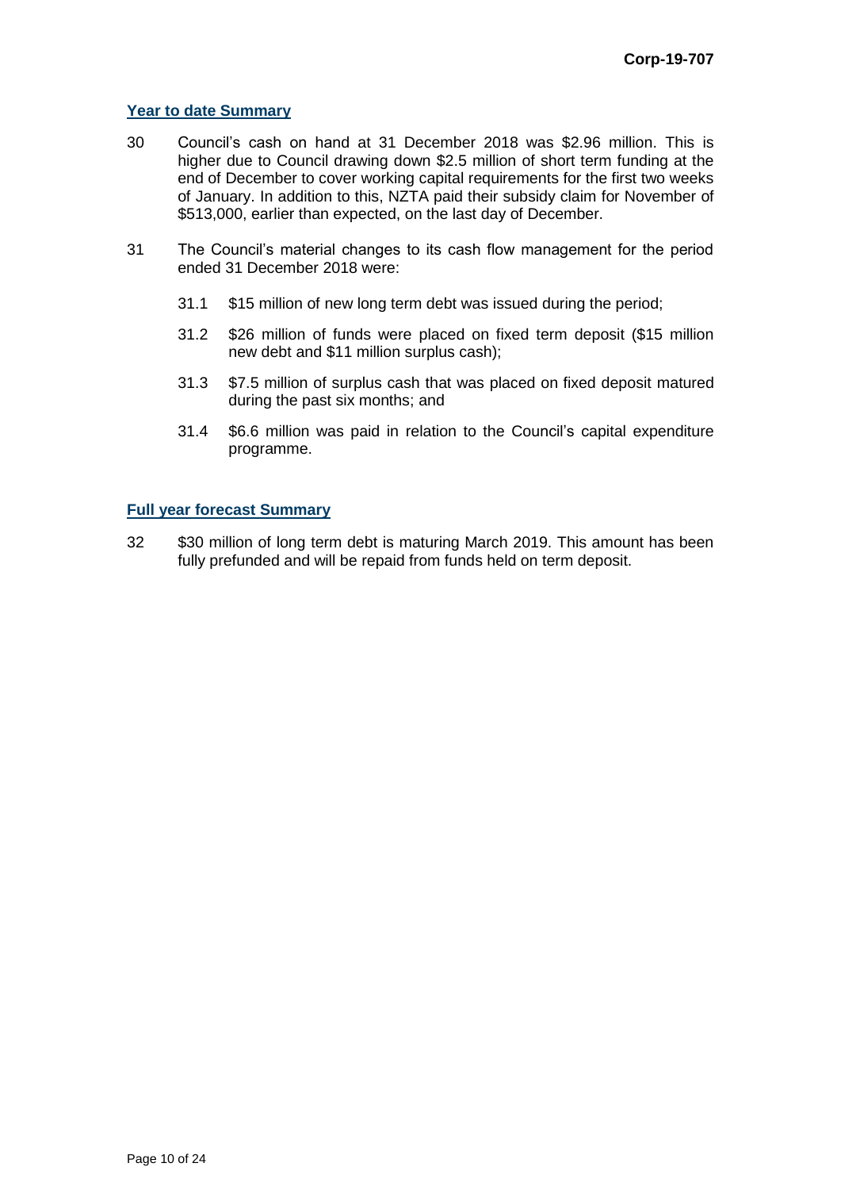## Year to date Summary

30 Council's cash on hand at 31 December 2018 was $2.96 million. This is higher due to Council drawing down $2.5 million of short term funding at the end of December to cover working capital requirements for the first two weeks of January. In addition to this, NZTA paid their subsidy claim for November of $513,000, earlier than expected, on the last day of December.

31 The Council's material changes to its cash flow management for the period ended 31 December 2018 were:

- 31.1 $15 million of new long term debt was issued during the period;
- 31.2 $26 million of funds were placed on fixed term deposit ($15 million new debt and $11 million surplus cash);
- 31.3 $7.5 million of surplus cash that was placed on fixed deposit matured during the past six months; and
- 31.4 $6.6 million was paid in relation to the Council's capital expenditure programme.

## Full year forecast Summary

32 $30 million of long term debt is maturing March 2019. This amount has been fully prefunded and will be repaid from funds held on term deposit.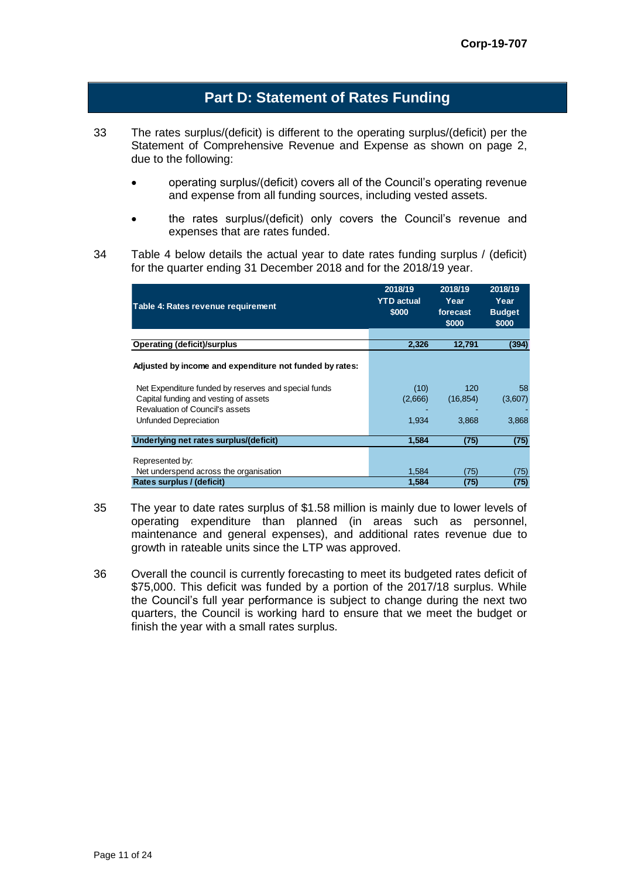Corp-19-707

## Part D: Statement of Rates Funding

33 The rates surplus/(deficit) is different to the operating surplus/(deficit) per the Statement of Comprehensive Revenue and Expense as shown on page 2, due to the following:

- operating surplus/(deficit) covers all of the Council's operating revenue and expense from all funding sources, including vested assets.
- the rates surplus/(deficit) only covers the Council's revenue and expenses that are rates funded.

34 Table 4 below details the actual year to date rates funding surplus / (deficit) for the quarter ending 31 December 2018 and for the 2018/19 year.

| Table 4: Rates revenue requirement | 2018/19 YTD actual $000 | 2018/19 Year forecast $000 | 2018/19 Year Budget $000 |
|---|---|---|---|
| **Operating (deficit)/surplus** | **2,326** | **12,791** | **(394)** |
| **Adjusted by income and expenditure not funded by rates:** | | | |
| Net Expenditure funded by reserves and special funds | (10) | 120 | 58 |
| Capital funding and vesting of assets | (2,666) | (16,854) | (3,607) |
| Revaluation of Council's assets | - | - | - |
| Unfunded Depreciation | 1,934 | 3,868 | 3,868 |
| **Underlying net rates surplus/(deficit)** | **1,584** | **(75)** | **(75)** |
| Represented by: | | | |
| Net underspend across the organisation | 1,584 | (75) | (75) |
| **Rates surplus / (deficit)** | **1,584** | **(75)** | **(75)** |

35 The year to date rates surplus of $1.58 million is mainly due to lower levels of operating expenditure than planned (in areas such as personnel, maintenance and general expenses), and additional rates revenue due to growth in rateable units since the LTP was approved.

36 Overall the council is currently forecasting to meet its budgeted rates deficit of $75,000. This deficit was funded by a portion of the 2017/18 surplus. While the Council's full year performance is subject to change during the next two quarters, the Council is working hard to ensure that we meet the budget or finish the year with a small rates surplus.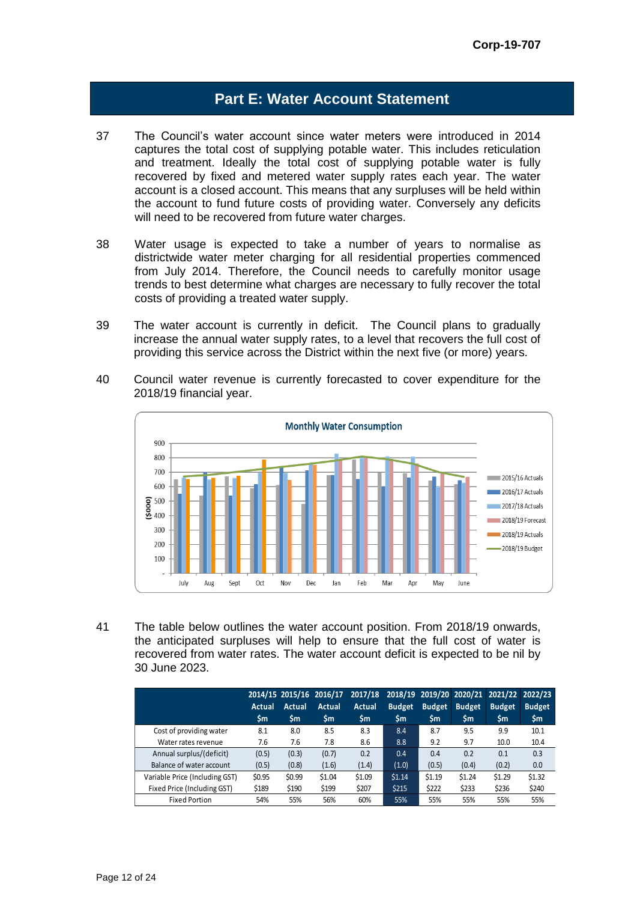## Part E: Water Account Statement

37 The Council's water account since water meters were introduced in 2014 captures the total cost of supplying potable water. This includes reticulation and treatment. Ideally the total cost of supplying potable water is fully recovered by fixed and metered water supply rates each year. The water account is a closed account. This means that any surpluses will be held within the account to fund future costs of providing water. Conversely any deficits will need to be recovered from future water charges.

38 Water usage is expected to take a number of years to normalise as districtwide water meter charging for all residential properties commenced from July 2014. Therefore, the Council needs to carefully monitor usage trends to best determine what charges are necessary to fully recover the total costs of providing a treated water supply.

39 The water account is currently in deficit. The Council plans to gradually increase the annual water supply rates, to a level that recovers the full cost of providing this service across the District within the next five (or more) years.

40 Council water revenue is currently forecasted to cover expenditure for the 2018/19 financial year.

41 The table below outlines the water account position. From 2018/19 onwards, the anticipated surpluses will help to ensure that the full cost of water is recovered from water rates. The water account deficit is expected to be nil by 30 June 2023.

| | 2014/15 Actual $m | 2015/16 Actual $m | 2016/17 Actual $m | 2017/18 Actual $m | 2018/19 Budget $m | 2019/20 Budget $m | 2020/21 Budget $m | 2021/22 Budget $m | 2022/23 Budget $m |
|---|---|---|---|---|---|---|---|---|---|
| Cost of providing water | 8.1 | 8.0 | 8.5 | 8.3 | 8.4 | 8.7 | 9.5 | 9.9 | 10.1 |
| Water rates revenue | 7.6 | 7.6 | 7.8 | 8.6 | 8.8 | 9.2 | 9.7 | 10.0 | 10.4 |
| Annual surplus/(deficit) | (0.5) | (0.3) | (0.7) | 0.2 | 0.4 | 0.4 | 0.2 | 0.1 | 0.3 |
| Balance of water account | (0.5) | (0.8) | (1.6) | (1.4) | (1.0) | (0.5) | (0.4) | (0.2) | 0.0 |
| Variable Price (Including GST) | $0.95 | $0.99 | $1.04 | $1.09 | $1.14 | $1.19 | $1.24 | $1.29 | $1.32 |
| Fixed Price (Including GST) | $189 | $190 | $199 | $207 | $215 | $222 | $233 | $236 | $240 |
| Fixed Portion | 54% | 55% | 56% | 60% | 55% | 55% | 55% | 55% | 55% |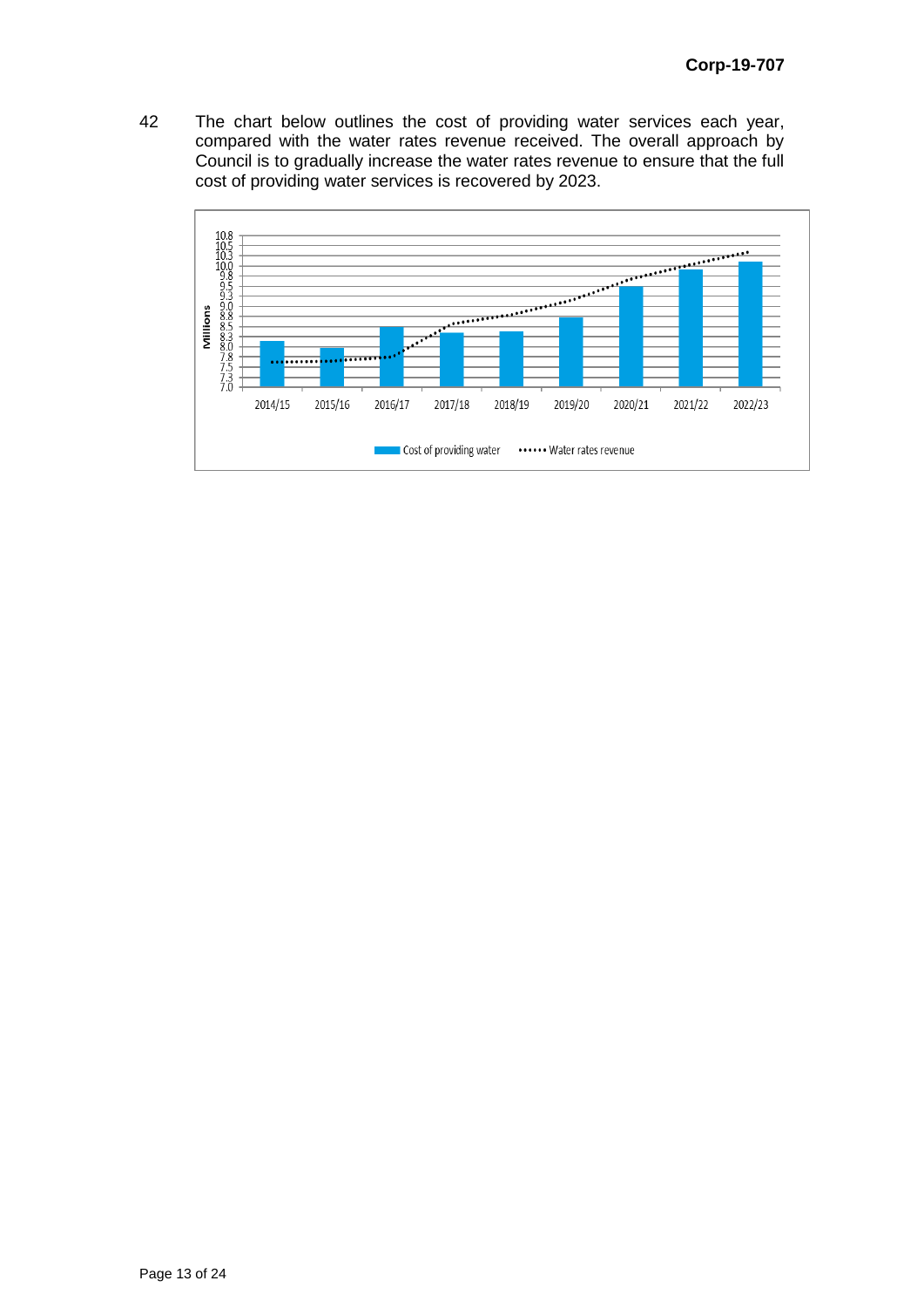42 The chart below outlines the cost of providing water services each year, compared with the water rates revenue received. The overall approach by Council is to gradually increase the water rates revenue to ensure that the full cost of providing water services is recovered by 2023.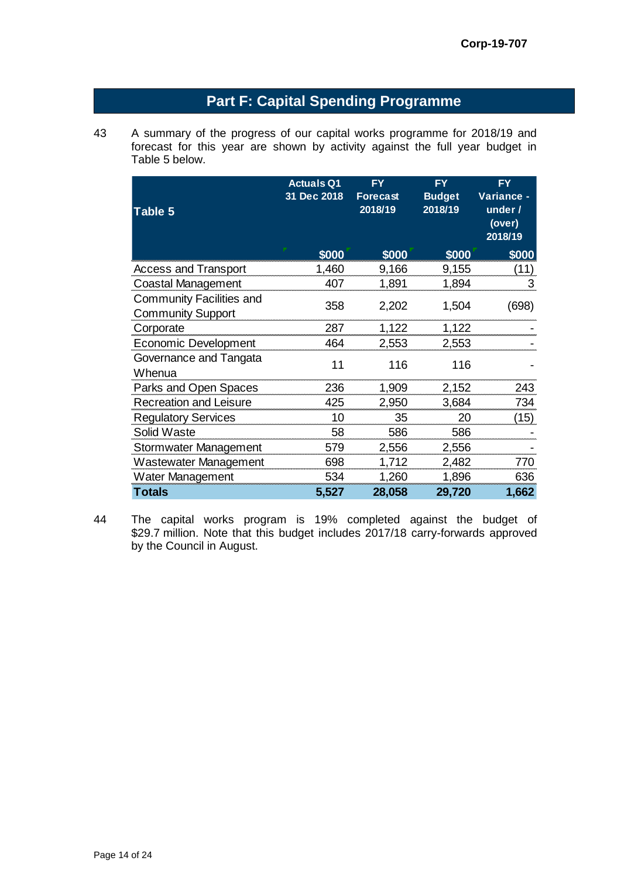## Part F: Capital Spending Programme

43 A summary of the progress of our capital works programme for 2018/19 and forecast for this year are shown by activity against the full year budget in Table 5 below.

| Table 5 | Actuals Q1 31 Dec 2018 | FY Forecast 2018/19 | FY Budget 2018/19 | FY Variance - under / (over) 2018/19 |
|---|---|---|---|---|
| | $000 | $000 | $000 | $000 |
| Access and Transport | 1,460 | 9,166 | 9,155 | (11) |
| Coastal Management | 407 | 1,891 | 1,894 | 3 |
| Community Facilities and Community Support | 358 | 2,202 | 1,504 | (698) |
| Corporate | 287 | 1,122 | 1,122 | - |
| Economic Development | 464 | 2,553 | 2,553 | - |
| Governance and Tangata Whenua | 11 | 116 | 116 | - |
| Parks and Open Spaces | 236 | 1,909 | 2,152 | 243 |
| Recreation and Leisure | 425 | 2,950 | 3,684 | 734 |
| Regulatory Services | 10 | 35 | 20 | (15) |
| Solid Waste | 58 | 586 | 586 | - |
| Stormwater Management | 579 | 2,556 | 2,556 | - |
| Wastewater Management | 698 | 1,712 | 2,482 | 770 |
| Water Management | 534 | 1,260 | 1,896 | 636 |
| **Totals** | **5,527** | **28,058** | **29,720** | **1,662** |

44 The capital works program is 19% completed against the budget of $29.7 million. Note that this budget includes 2017/18 carry-forwards approved by the Council in August.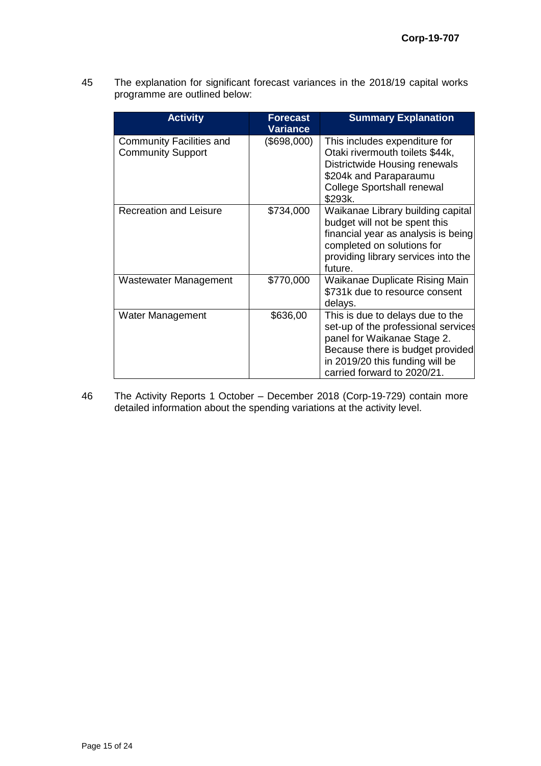45 The explanation for significant forecast variances in the 2018/19 capital works programme are outlined below:

| Activity | Forecast Variance | Summary Explanation |
|---|---|---|
| Community Facilities and Community Support | ($698,000) | This includes expenditure for Otaki rivermouth toilets $44k, Districtwide Housing renewals $204k and Paraparaumu College Sportshall renewal $293k. |
| Recreation and Leisure | $734,000 | Waikanae Library building capital budget will not be spent this financial year as analysis is being completed on solutions for providing library services into the future. |
| Wastewater Management | $770,000 | Waikanae Duplicate Rising Main $731k due to resource consent delays. |
| Water Management | $636,00 | This is due to delays due to the set-up of the professional services panel for Waikanae Stage 2. Because there is budget provided in 2019/20 this funding will be carried forward to 2020/21. |

46 The Activity Reports 1 October – December 2018 (Corp-19-729) contain more detailed information about the spending variations at the activity level.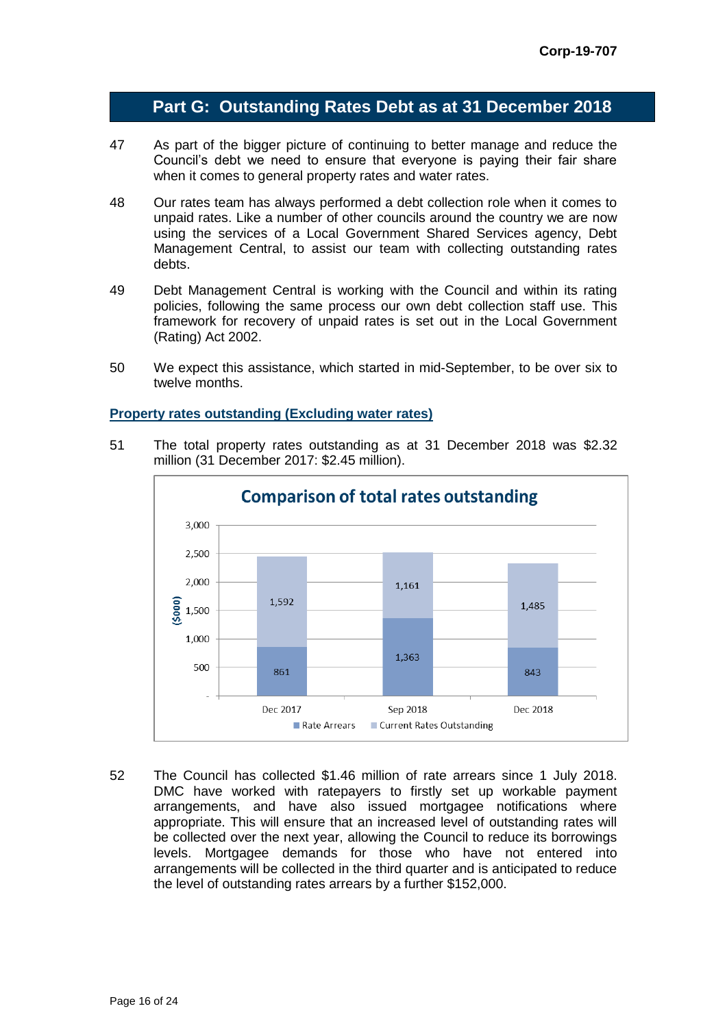## Part G: Outstanding Rates Debt as at 31 December 2018

47 As part of the bigger picture of continuing to better manage and reduce the Council's debt we need to ensure that everyone is paying their fair share when it comes to general property rates and water rates.

48 Our rates team has always performed a debt collection role when it comes to unpaid rates. Like a number of other councils around the country we are now using the services of a Local Government Shared Services agency, Debt Management Central, to assist our team with collecting outstanding rates debts.

49 Debt Management Central is working with the Council and within its rating policies, following the same process our own debt collection staff use. This framework for recovery of unpaid rates is set out in the Local Government (Rating) Act 2002.

50 We expect this assistance, which started in mid-September, to be over six to twelve months.

### Property rates outstanding (Excluding water rates)

51 The total property rates outstanding as at 31 December 2018 was $2.32 million (31 December 2017: $2.45 million).

**Comparison of total rates outstanding**

| ($000) | Dec 2017 | Sep 2018 | Dec 2018 |
|---|---|---|---|
| Rate Arrears | 861 | 1,363 | 843 |
| Current Rates Outstanding | 1,592 | 1,161 | 1,485 |

52 The Council has collected $1.46 million of rate arrears since 1 July 2018. DMC have worked with ratepayers to firstly set up workable payment arrangements, and have also issued mortgagee notifications where appropriate. This will ensure that an increased level of outstanding rates will be collected over the next year, allowing the Council to reduce its borrowings levels. Mortgagee demands for those who have not entered into arrangements will be collected in the third quarter and is anticipated to reduce the level of outstanding rates arrears by a further $152,000.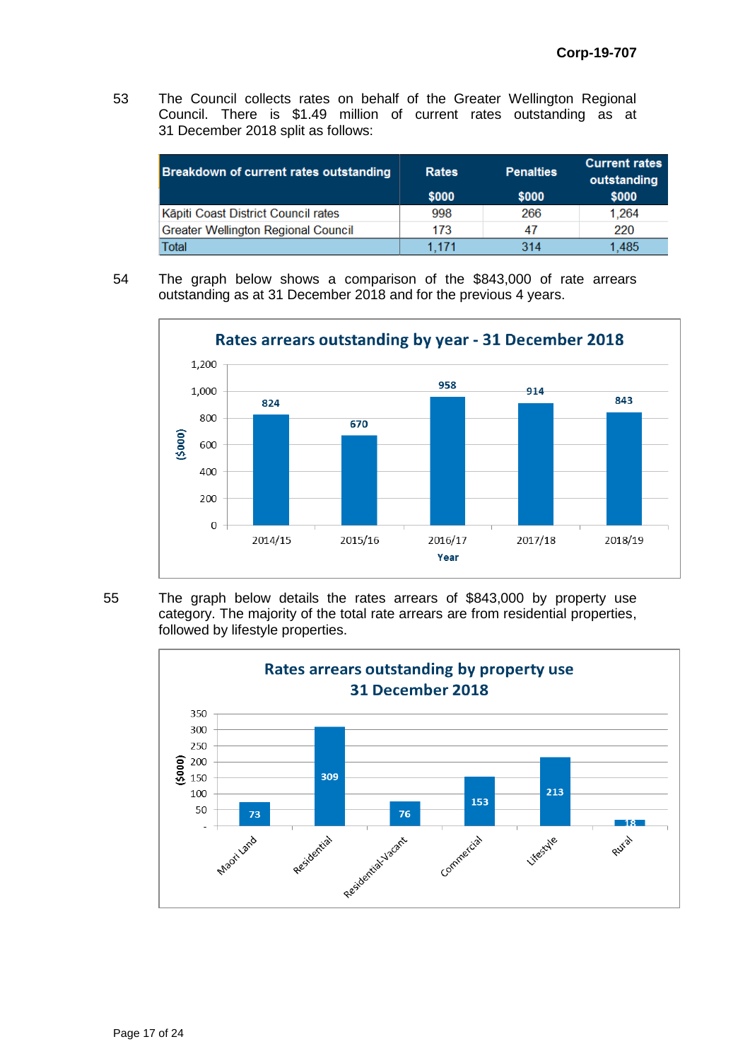53 The Council collects rates on behalf of the Greater Wellington Regional Council. There is $1.49 million of current rates outstanding as at 31 December 2018 split as follows:

| Breakdown of current rates outstanding | Rates $000 | Penalties $000 | Current rates outstanding $000 |
|---|---|---|---|
| Kāpiti Coast District Council rates | 998 | 266 | 1,264 |
| Greater Wellington Regional Council | 173 | 47 | 220 |
| Total | 1,171 | 314 | 1,485 |

54 The graph below shows a comparison of the $843,000 of rate arrears outstanding as at 31 December 2018 and for the previous 4 years.

**Rates arrears outstanding by year - 31 December 2018**

| Year | ($000) |
|---|---|
| 2014/15 | 824 |
| 2015/16 | 670 |
| 2016/17 | 958 |
| 2017/18 | 914 |
| 2018/19 | 843 |

55 The graph below details the rates arrears of $843,000 by property use category. The majority of the total rate arrears are from residential properties, followed by lifestyle properties.

**Rates arrears outstanding by property use 31 December 2018**

| Property use | ($000) |
|---|---|
| Maori Land | 73 |
| Residential | 309 |
| Residential-Vacant | 76 |
| Commercial | 153 |
| Lifestyle | 213 |
| Rural | 18 |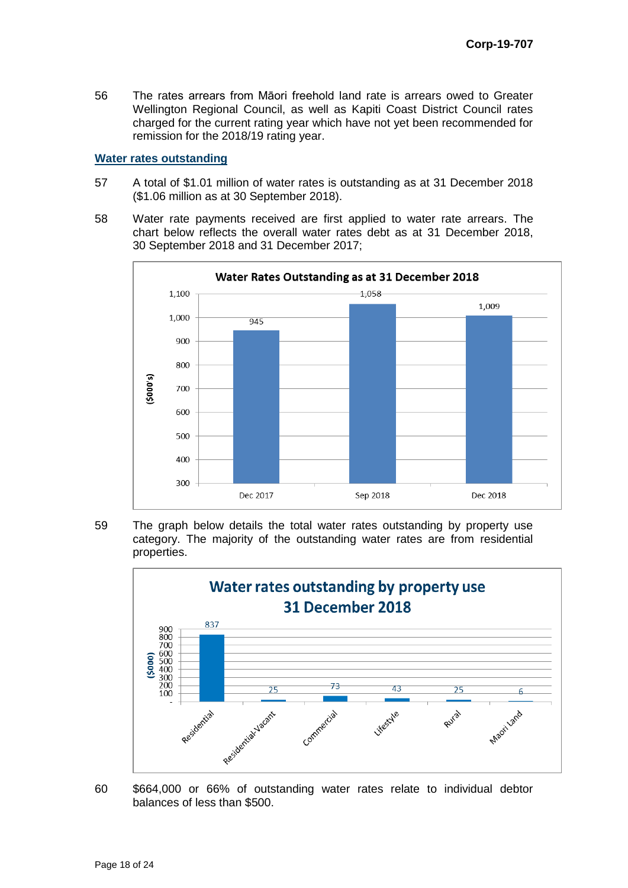56 The rates arrears from Māori freehold land rate is arrears owed to Greater Wellington Regional Council, as well as Kapiti Coast District Council rates charged for the current rating year which have not yet been recommended for remission for the 2018/19 rating year.

## Water rates outstanding

57 A total of $1.01 million of water rates is outstanding as at 31 December 2018 ($1.06 million as at 30 September 2018).

58 Water rate payments received are first applied to water rate arrears. The chart below reflects the overall water rates debt as at 31 December 2018, 30 September 2018 and 31 December 2017;

**Water Rates Outstanding as at 31 December 2018**

| Period | ($000's) |
|---|---|
| Dec 2017 | 945 |
| Sep 2018 | 1,058 |
| Dec 2018 | 1,009 |

59 The graph below details the total water rates outstanding by property use category. The majority of the outstanding water rates are from residential properties.

**Water rates outstanding by property use 31 December 2018**

| Property use | ($000) |
|---|---|
| Residential | 837 |
| Residential-Vacant | 25 |
| Commercial | 73 |
| Lifestyle | 43 |
| Rural | 25 |
| Maori Land | 6 |

60 $664,000 or 66% of outstanding water rates relate to individual debtor balances of less than $500.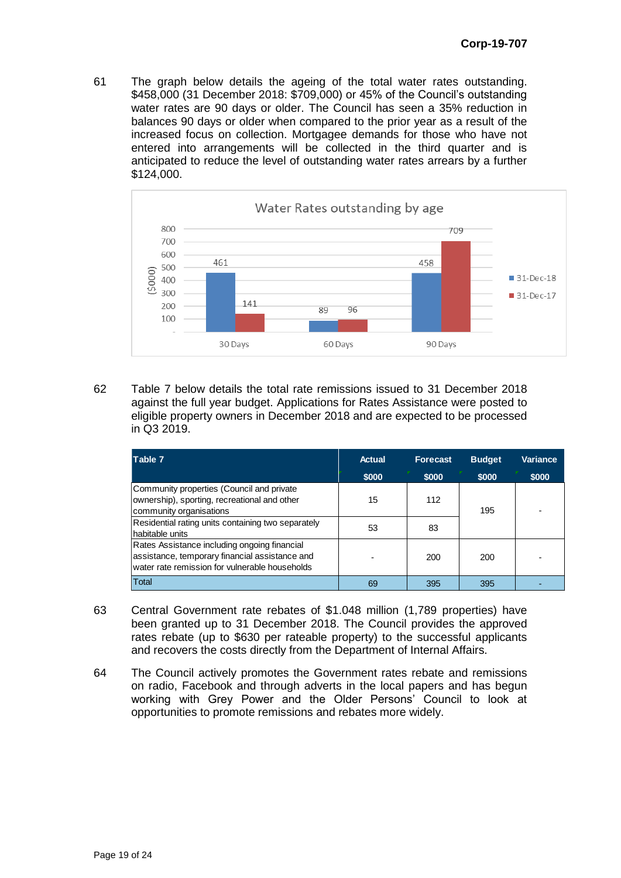61 The graph below details the ageing of the total water rates outstanding. $458,000 (31 December 2018: $709,000) or 45% of the Council's outstanding water rates are 90 days or older. The Council has seen a 35% reduction in balances 90 days or older when compared to the prior year as a result of the increased focus on collection. Mortgagee demands for those who have not entered into arrangements will be collected in the third quarter and is anticipated to reduce the level of outstanding water rates arrears by a further $124,000.

Water Rates outstanding by age

| ($000) | 31-Dec-18 | 31-Dec-17 |
|---|---|---|
| 30 Days | 461 | 141 |
| 60 Days | 89 | 96 |
| 90 Days | 458 | 709 |

62 Table 7 below details the total rate remissions issued to 31 December 2018 against the full year budget. Applications for Rates Assistance were posted to eligible property owners in December 2018 and are expected to be processed in Q3 2019.

| Table 7 | Actual $000 | Forecast $000 | Budget $000 | Variance $000 |
|---|---|---|---|---|
| Community properties (Council and private ownership), sporting, recreational and other community organisations | 15 | 112 | 195 | - |
| Residential rating units containing two separately habitable units | 53 | 83 | | |
| Rates Assistance including ongoing financial assistance, temporary financial assistance and water rate remission for vulnerable households | - | 200 | 200 | - |
| Total | 69 | 395 | 395 | - |

63 Central Government rate rebates of $1.048 million (1,789 properties) have been granted up to 31 December 2018. The Council provides the approved rates rebate (up to $630 per rateable property) to the successful applicants and recovers the costs directly from the Department of Internal Affairs.

64 The Council actively promotes the Government rates rebate and remissions on radio, Facebook and through adverts in the local papers and has begun working with Grey Power and the Older Persons' Council to look at opportunities to promote remissions and rebates more widely.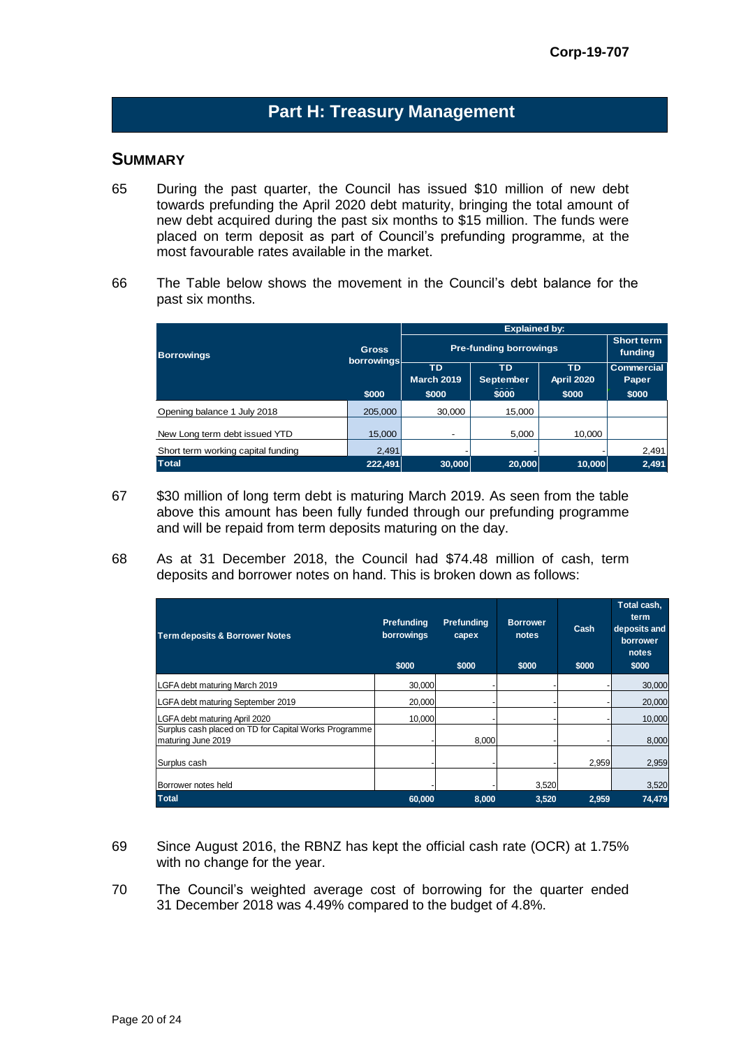## Part H: Treasury Management

### SUMMARY

65 During the past quarter, the Council has issued $10 million of new debt towards prefunding the April 2020 debt maturity, bringing the total amount of new debt acquired during the past six months to $15 million. The funds were placed on term deposit as part of Council's prefunding programme, at the most favourable rates available in the market.

66 The Table below shows the movement in the Council's debt balance for the past six months.

| Borrowings | Gross borrowings | Explained by: | | | |
|---|---|---|---|---|---|
| | | Pre-funding borrowings | | | Short term funding |
| | | TD March 2019 | TD September 2019 | TD April 2020 | Commercial Paper |
| | $000 | $000 | $000 | $000 | $000 |
| Opening balance 1 July 2018 | 205,000 | 30,000 | 15,000 | | |
| New Long term debt issued YTD | 15,000 | - | 5,000 | 10,000 | |
| Short term working capital funding | 2,491 | - | - | - | 2,491 |
| **Total** | **222,491** | **30,000** | **20,000** | **10,000** | **2,491** |

67 $30 million of long term debt is maturing March 2019. As seen from the table above this amount has been fully funded through our prefunding programme and will be repaid from term deposits maturing on the day.

68 As at 31 December 2018, the Council had $74.48 million of cash, term deposits and borrower notes on hand. This is broken down as follows:

| Term deposits & Borrower Notes | Prefunding borrowings | Prefunding capex | Borrower notes | Cash | Total cash, term deposits and borrower notes |
|---|---|---|---|---|---|
| | $000 | $000 | $000 | $000 | $000 |
| LGFA debt maturing March 2019 | 30,000 | - | - | - | 30,000 |
| LGFA debt maturing September 2019 | 20,000 | - | - | - | 20,000 |
| LGFA debt maturing April 2020 | 10,000 | - | - | - | 10,000 |
| Surplus cash placed on TD for Capital Works Programme maturing June 2019 | - | 8,000 | - | - | 8,000 |
| Surplus cash | - | - | - | 2,959 | 2,959 |
| Borrower notes held | - | - | 3,520 | | 3,520 |
| **Total** | **60,000** | **8,000** | **3,520** | **2,959** | **74,479** |

69 Since August 2016, the RBNZ has kept the official cash rate (OCR) at 1.75% with no change for the year.

70 The Council's weighted average cost of borrowing for the quarter ended 31 December 2018 was 4.49% compared to the budget of 4.8%.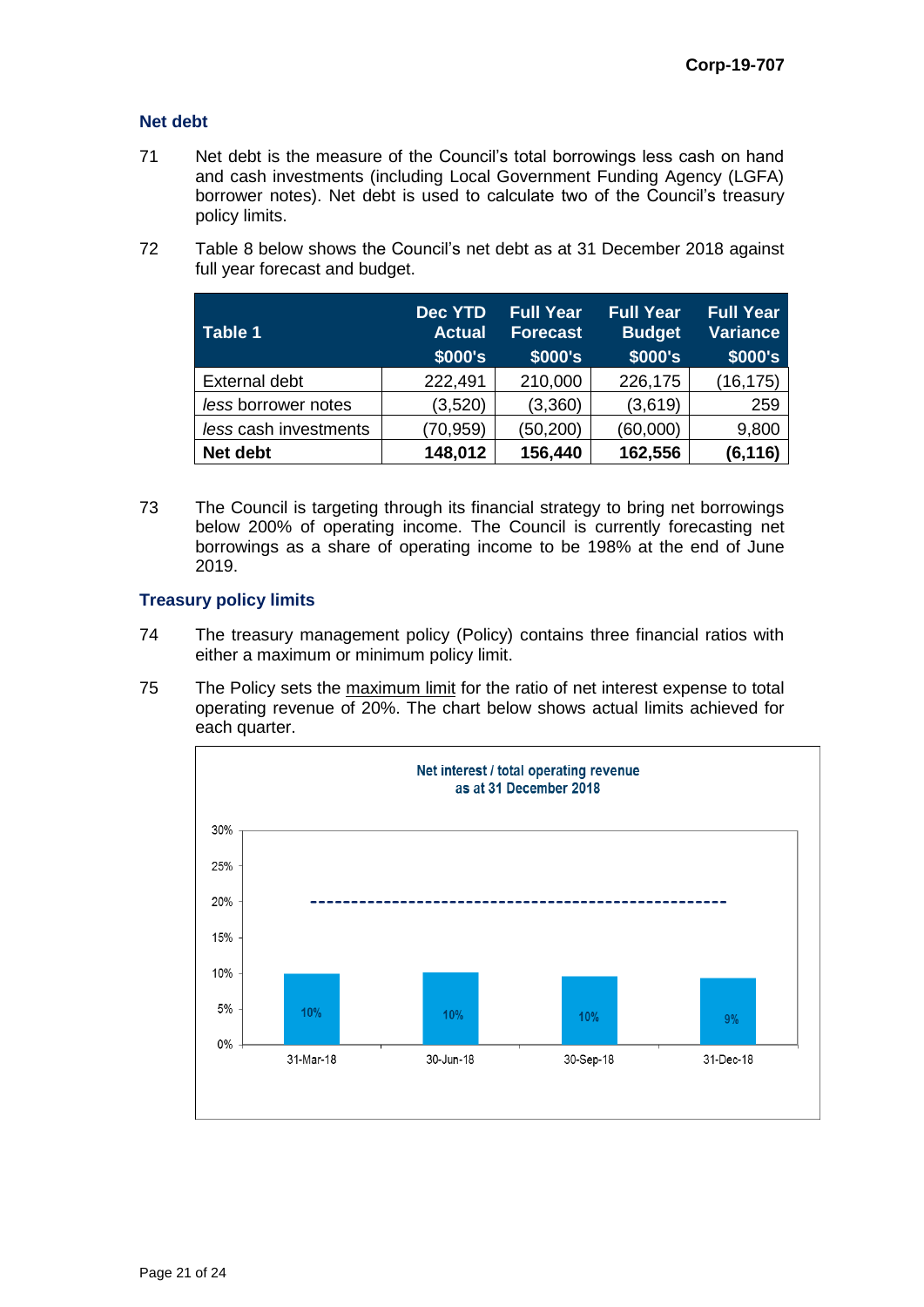### Net debt

71 Net debt is the measure of the Council's total borrowings less cash on hand and cash investments (including Local Government Funding Agency (LGFA) borrower notes). Net debt is used to calculate two of the Council's treasury policy limits.

72 Table 8 below shows the Council's net debt as at 31 December 2018 against full year forecast and budget.

| Table 1 | Dec YTD Actual $000's | Full Year Forecast $000's | Full Year Budget $000's | Full Year Variance $000's |
|---|---|---|---|---|
| External debt | 222,491 | 210,000 | 226,175 | (16,175) |
| *less* borrower notes | (3,520) | (3,360) | (3,619) | 259 |
| *less* cash investments | (70,959) | (50,200) | (60,000) | 9,800 |
| **Net debt** | **148,012** | **156,440** | **162,556** | **(6,116)** |

73 The Council is targeting through its financial strategy to bring net borrowings below 200% of operating income. The Council is currently forecasting net borrowings as a share of operating income to be 198% at the end of June 2019.

### Treasury policy limits

74 The treasury management policy (Policy) contains three financial ratios with either a maximum or minimum policy limit.

75 The Policy sets the maximum limit for the ratio of net interest expense to total operating revenue of 20%. The chart below shows actual limits achieved for each quarter.

**Net interest / total operating revenue as at 31 December 2018**

| Quarter | Net interest / total operating revenue |
|---|---|
| 31-Mar-18 | 10% |
| 30-Jun-18 | 10% |
| 30-Sep-18 | 10% |
| 31-Dec-18 | 9% |

Maximum limit: 20%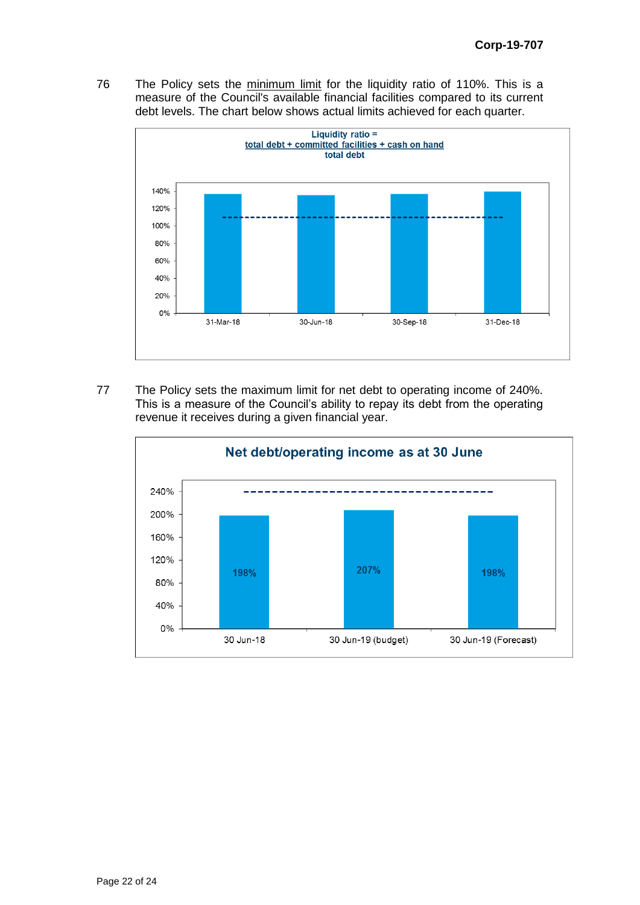76 The Policy sets the minimum limit for the liquidity ratio of 110%. This is a measure of the Council's available financial facilities compared to its current debt levels. The chart below shows actual limits achieved for each quarter.

**Liquidity ratio =**

$$\frac{\text{total debt + committed facilities + cash on hand}}{\text{total debt}}$$

| 31-Mar-18 | 30-Jun-18 | 30-Sep-18 | 31-Dec-18 |
|---|---|---|---|

77 The Policy sets the maximum limit for net debt to operating income of 240%. This is a measure of the Council's ability to repay its debt from the operating revenue it receives during a given financial year.

**Net debt/operating income as at 30 June**

| 30 Jun-18 | 30 Jun-19 (budget) | 30 Jun-19 (Forecast) |
|---|---|---|
| 198% | 207% | 198% |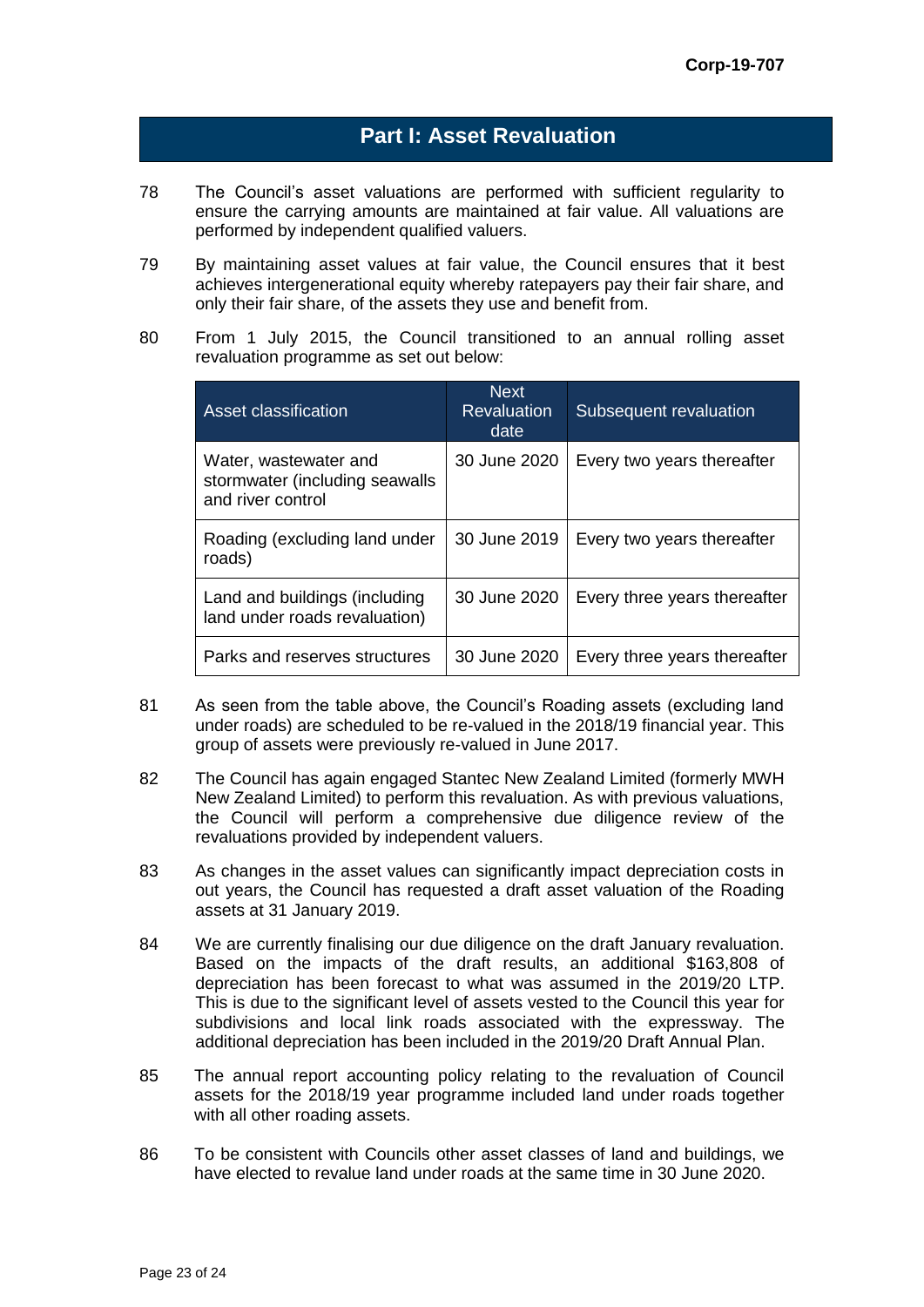## Part I: Asset Revaluation

78 The Council's asset valuations are performed with sufficient regularity to ensure the carrying amounts are maintained at fair value. All valuations are performed by independent qualified valuers.

79 By maintaining asset values at fair value, the Council ensures that it best achieves intergenerational equity whereby ratepayers pay their fair share, and only their fair share, of the assets they use and benefit from.

80 From 1 July 2015, the Council transitioned to an annual rolling asset revaluation programme as set out below:

| Asset classification | Next Revaluation date | Subsequent revaluation |
|---|---|---|
| Water, wastewater and stormwater (including seawalls and river control | 30 June 2020 | Every two years thereafter |
| Roading (excluding land under roads) | 30 June 2019 | Every two years thereafter |
| Land and buildings (including land under roads revaluation) | 30 June 2020 | Every three years thereafter |
| Parks and reserves structures | 30 June 2020 | Every three years thereafter |

81 As seen from the table above, the Council's Roading assets (excluding land under roads) are scheduled to be re-valued in the 2018/19 financial year. This group of assets were previously re-valued in June 2017.

82 The Council has again engaged Stantec New Zealand Limited (formerly MWH New Zealand Limited) to perform this revaluation. As with previous valuations, the Council will perform a comprehensive due diligence review of the revaluations provided by independent valuers.

83 As changes in the asset values can significantly impact depreciation costs in out years, the Council has requested a draft asset valuation of the Roading assets at 31 January 2019.

84 We are currently finalising our due diligence on the draft January revaluation. Based on the impacts of the draft results, an additional $163,808 of depreciation has been forecast to what was assumed in the 2019/20 LTP. This is due to the significant level of assets vested to the Council this year for subdivisions and local link roads associated with the expressway. The additional depreciation has been included in the 2019/20 Draft Annual Plan.

85 The annual report accounting policy relating to the revaluation of Council assets for the 2018/19 year programme included land under roads together with all other roading assets.

86 To be consistent with Councils other asset classes of land and buildings, we have elected to revalue land under roads at the same time in 30 June 2020.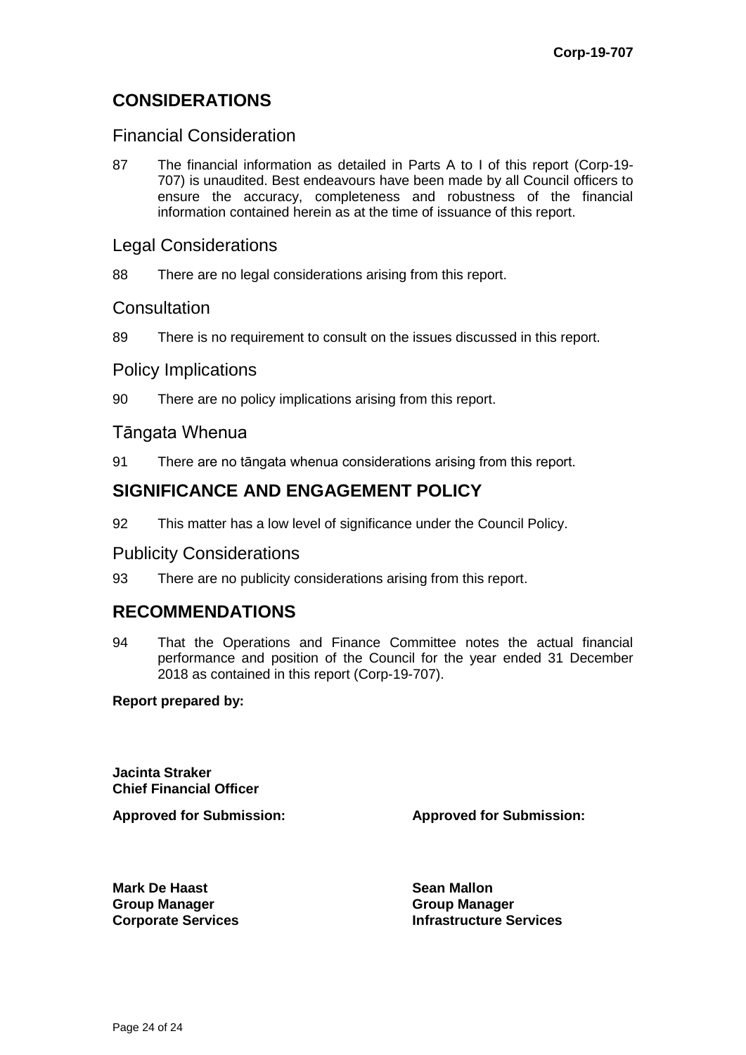## CONSIDERATIONS

### Financial Consideration

87 The financial information as detailed in Parts A to I of this report (Corp-19-707) is unaudited. Best endeavours have been made by all Council officers to ensure the accuracy, completeness and robustness of the financial information contained herein as at the time of issuance of this report.

### Legal Considerations

88 There are no legal considerations arising from this report.

### Consultation

89 There is no requirement to consult on the issues discussed in this report.

### Policy Implications

90 There are no policy implications arising from this report.

### Tāngata Whenua

91 There are no tāngata whenua considerations arising from this report.

## SIGNIFICANCE AND ENGAGEMENT POLICY

92 This matter has a low level of significance under the Council Policy.

### Publicity Considerations

93 There are no publicity considerations arising from this report.

## RECOMMENDATIONS

94 That the Operations and Finance Committee notes the actual financial performance and position of the Council for the year ended 31 December 2018 as contained in this report (Corp-19-707).

**Report prepared by:**

**Jacinta Straker**
**Chief Financial Officer**

**Approved for Submission:**

**Mark De Haast**
**Group Manager**
**Corporate Services**

**Approved for Submission:**

**Sean Mallon**
**Group Manager**
**Infrastructure Services**